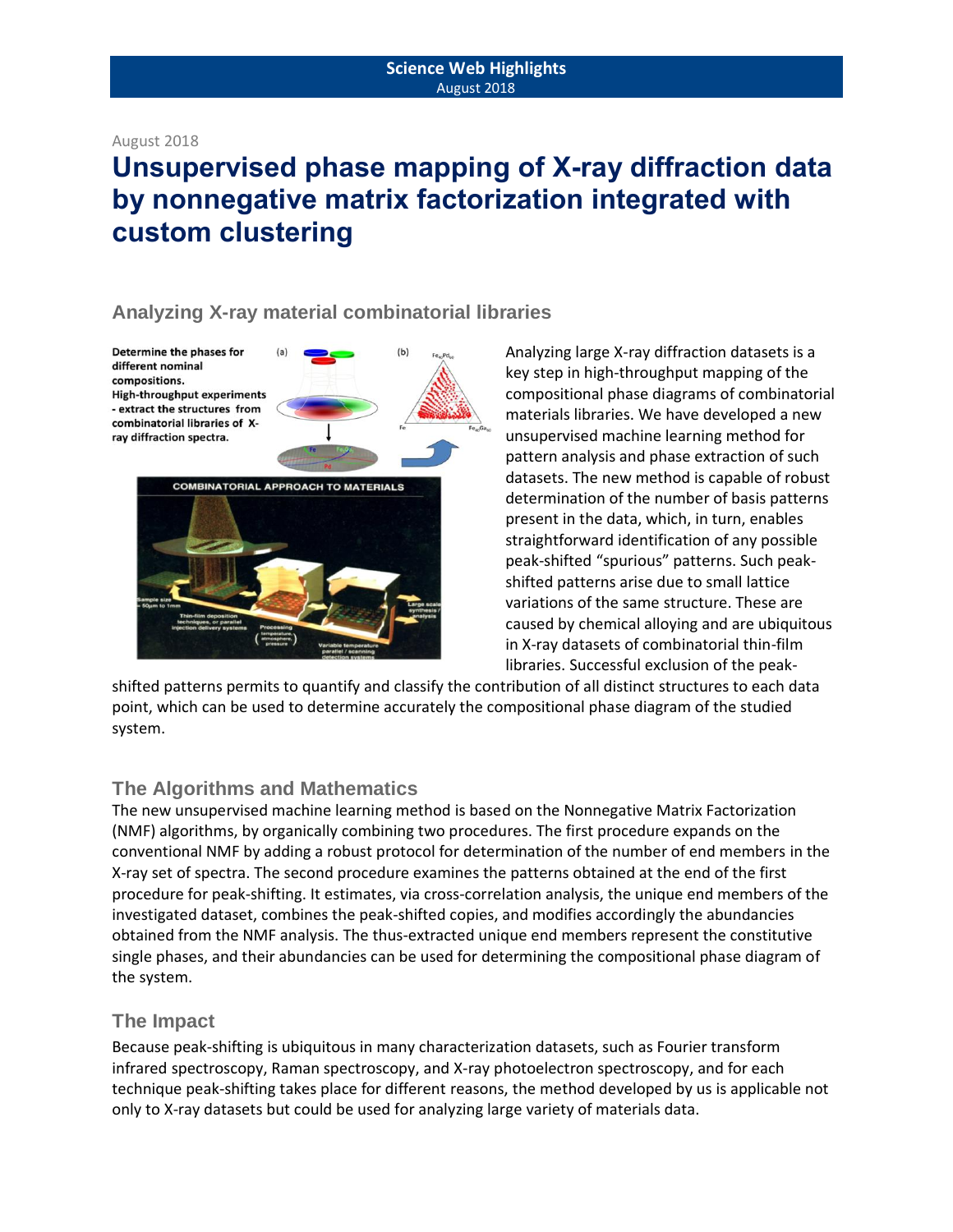August 2018

# Unsupervised phase mapping of X-ray diffraction data by nonnegative matrix factorization integrated with custom clustering

## Analyzing X-ray material combinatorial libraries

Analyzing large X-ray diffraction datasets is a key step in high-throughput mapping of the compositional phase diagrams of combinatorial materials libraries. We have developed a new unsupervised machine learning method for pattern analysis and phase extraction of such datasets. The new method is capable of robust determination of the number of basis patterns present in the data, which, in turn, enables straightforward identification of any possible peak-shifted "spurious" patterns. Such peak-shifted patterns arise due to small lattice variations of the same structure. These are caused by chemical alloying and are ubiquitous in X-ray datasets of combinatorial thin-film libraries. Successful exclusion of the peak-shifted patterns permits to quantify and classify the contribution of all distinct structures to each data point, which can be used to determine accurately the compositional phase diagram of the studied system.

## The Algorithms and Mathematics

The new unsupervised machine learning method is based on the Nonnegative Matrix Factorization (NMF) algorithms, by organically combining two procedures. The first procedure expands on the conventional NMF by adding a robust protocol for determination of the number of end members in the X-ray set of spectra. The second procedure examines the patterns obtained at the end of the first procedure for peak-shifting. It estimates, via cross-correlation analysis, the unique end members of the investigated dataset, combines the peak-shifted copies, and modifies accordingly the abundancies obtained from the NMF analysis. The thus-extracted unique end members represent the constitutive single phases, and their abundancies can be used for determining the compositional phase diagram of the system.

## The Impact

Because peak-shifting is ubiquitous in many characterization datasets, such as Fourier transform infrared spectroscopy, Raman spectroscopy, and X-ray photoelectron spectroscopy, and for each technique peak-shifting takes place for different reasons, the method developed by us is applicable not only to X-ray datasets but could be used for analyzing large variety of materials data.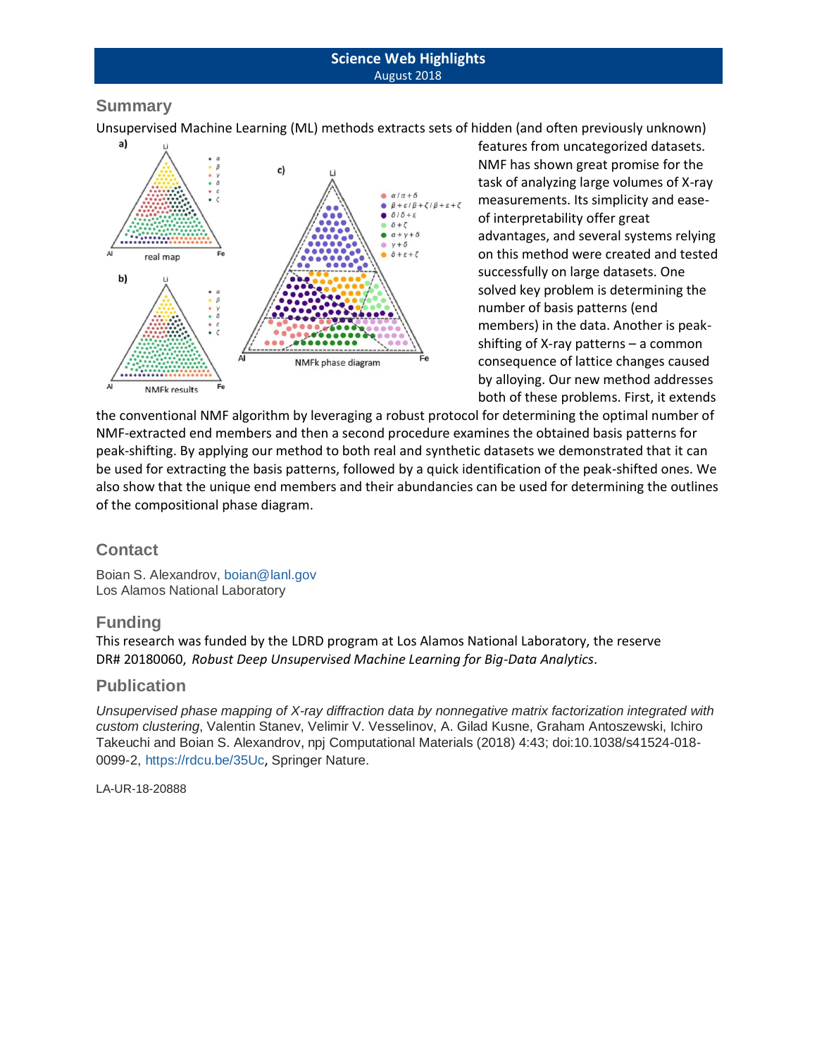Science Web Highlights
August 2018

## Summary

Unsupervised Machine Learning (ML) methods extracts sets of hidden (and often previously unknown) features from uncategorized datasets. NMF has shown great promise for the task of analyzing large volumes of X-ray measurements. Its simplicity and ease-of interpretability offer great advantages, and several systems relying on this method were created and tested successfully on large datasets. One solved key problem is determining the number of basis patterns (end members) in the data. Another is peak-shifting of X-ray patterns – a common consequence of lattice changes caused by alloying. Our new method addresses both of these problems. First, it extends the conventional NMF algorithm by leveraging a robust protocol for determining the optimal number of NMF-extracted end members and then a second procedure examines the obtained basis patterns for peak-shifting. By applying our method to both real and synthetic datasets we demonstrated that it can be used for extracting the basis patterns, followed by a quick identification of the peak-shifted ones. We also show that the unique end members and their abundancies can be used for determining the outlines of the compositional phase diagram.

a)
Li
Al
Fe
real map
$\alpha$
$\beta$
$\gamma$
$\delta$
$\varepsilon$
$\zeta$

b)
Li
Al
Fe
NMFk results
$\alpha$
$\beta$
$\gamma$
$\delta$
$\varepsilon$
$\zeta$

c)
Li
Al
Fe
NMFk phase diagram
$\alpha / \alpha+\delta$
$\beta+\varepsilon / \beta+\zeta / \beta+\varepsilon+\zeta$
$\delta / \delta+\varepsilon$
$\delta+\zeta$
$\alpha+\gamma+\delta$
$\gamma+\delta$
$\delta+\varepsilon+\zeta$

## Contact

Boian S. Alexandrov, boian@lanl.gov
Los Alamos National Laboratory

## Funding

This research was funded by the LDRD program at Los Alamos National Laboratory, the reserve DR# 20180060, *Robust Deep Unsupervised Machine Learning for Big-Data Analytics*.

## Publication

*Unsupervised phase mapping of X-ray diffraction data by nonnegative matrix factorization integrated with custom clustering*, Valentin Stanev, Velimir V. Vesselinov, A. Gilad Kusne, Graham Antoszewski, Ichiro Takeuchi and Boian S. Alexandrov, npj Computational Materials (2018) 4:43; doi:10.1038/s41524-018-0099-2, https://rdcu.be/35Uc, Springer Nature.

LA-UR-18-20888